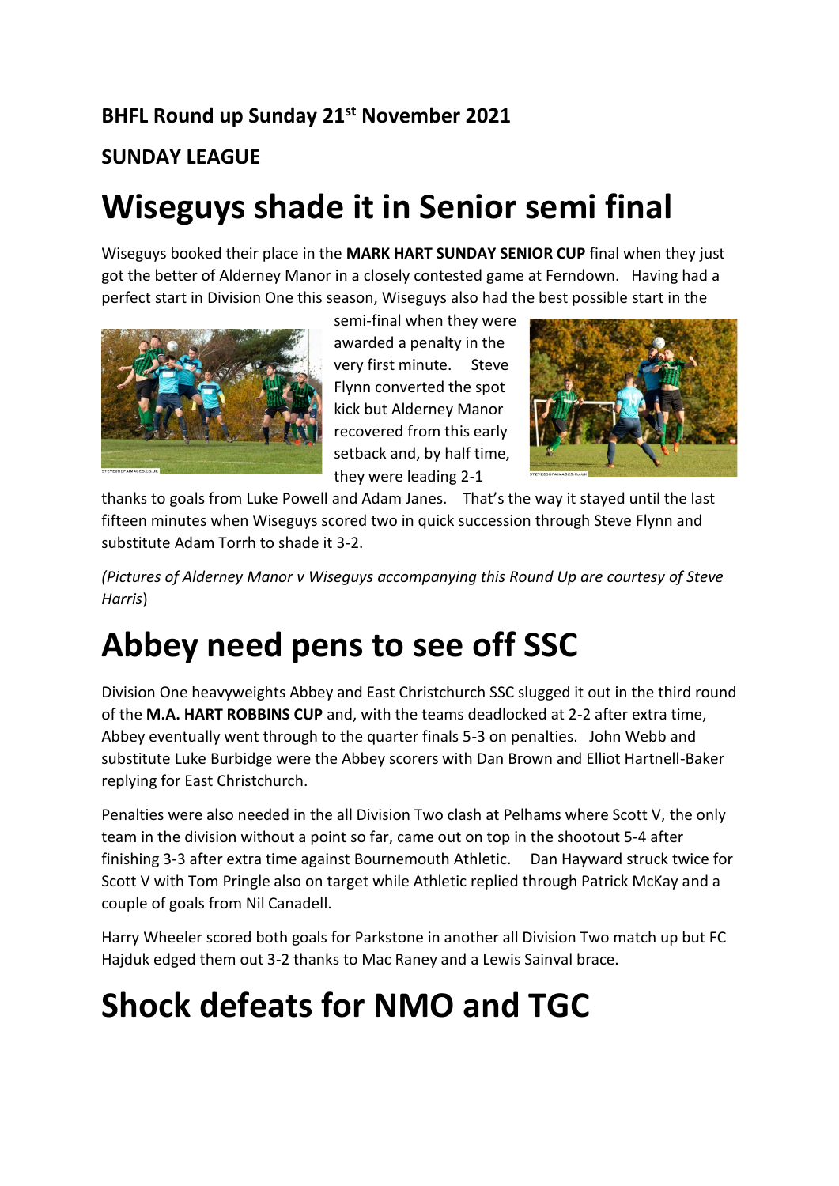**BHFL Round up Sunday 21st November 2021**

**SUNDAY LEAGUE**

# Wiseguys shade it in Senior semi final

Wiseguys booked their place in the **MARK HART SUNDAY SENIOR CUP** final when they just got the better of Alderney Manor in a closely contested game at Ferndown. Having had a perfect start in Division One this season, Wiseguys also had the best possible start in the semi-final when they were awarded a penalty in the very first minute. Steve Flynn converted the spot kick but Alderney Manor recovered from this early setback and, by half time, they were leading 2-1 thanks to goals from Luke Powell and Adam Janes. That's the way it stayed until the last fifteen minutes when Wiseguys scored two in quick succession through Steve Flynn and substitute Adam Torrh to shade it 3-2.

*(Pictures of Alderney Manor v Wiseguys accompanying this Round Up are courtesy of Steve Harris)*

# Abbey need pens to see off SSC

Division One heavyweights Abbey and East Christchurch SSC slugged it out in the third round of the **M.A. HART ROBBINS CUP** and, with the teams deadlocked at 2-2 after extra time, Abbey eventually went through to the quarter finals 5-3 on penalties. John Webb and substitute Luke Burbidge were the Abbey scorers with Dan Brown and Elliot Hartnell-Baker replying for East Christchurch.

Penalties were also needed in the all Division Two clash at Pelhams where Scott V, the only team in the division without a point so far, came out on top in the shootout 5-4 after finishing 3-3 after extra time against Bournemouth Athletic. Dan Hayward struck twice for Scott V with Tom Pringle also on target while Athletic replied through Patrick McKay and a couple of goals from Nil Canadell.

Harry Wheeler scored both goals for Parkstone in another all Division Two match up but FC Hajduk edged them out 3-2 thanks to Mac Raney and a Lewis Sainval brace.

# Shock defeats for NMO and TGC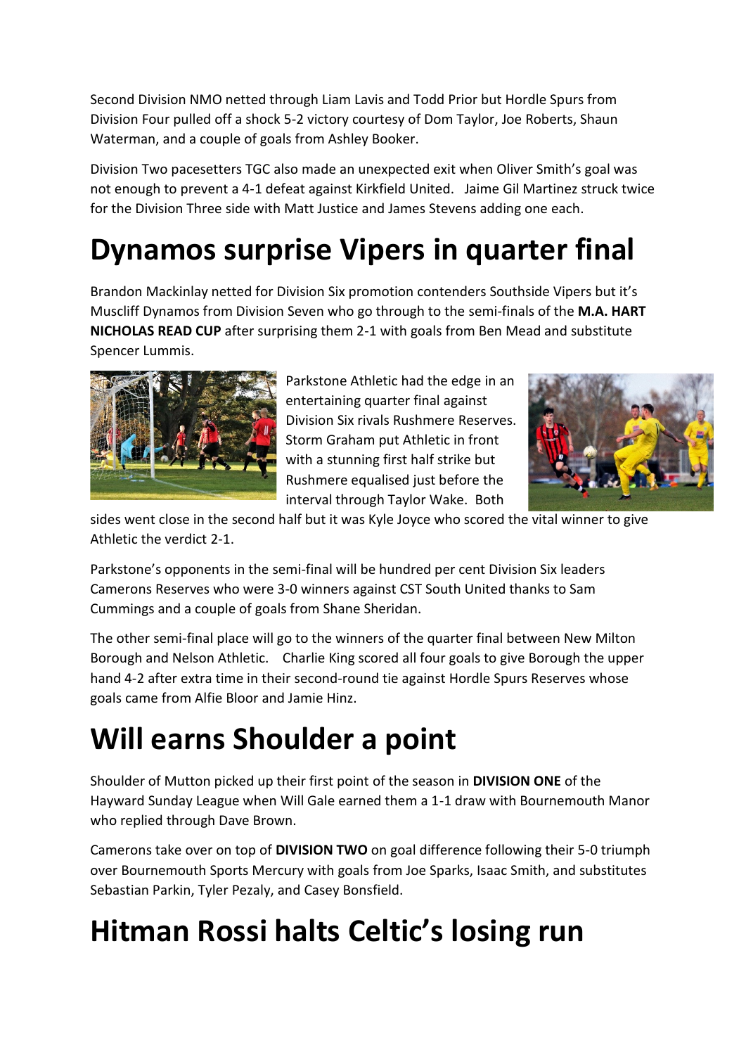Second Division NMO netted through Liam Lavis and Todd Prior but Hordle Spurs from Division Four pulled off a shock 5-2 victory courtesy of Dom Taylor, Joe Roberts, Shaun Waterman, and a couple of goals from Ashley Booker.

Division Two pacesetters TGC also made an unexpected exit when Oliver Smith's goal was not enough to prevent a 4-1 defeat against Kirkfield United. Jaime Gil Martinez struck twice for the Division Three side with Matt Justice and James Stevens adding one each.

# Dynamos surprise Vipers in quarter final

Brandon Mackinlay netted for Division Six promotion contenders Southside Vipers but it's Muscliff Dynamos from Division Seven who go through to the semi-finals of the **M.A. HART NICHOLAS READ CUP** after surprising them 2-1 with goals from Ben Mead and substitute Spencer Lummis.

Parkstone Athletic had the edge in an entertaining quarter final against Division Six rivals Rushmere Reserves. Storm Graham put Athletic in front with a stunning first half strike but Rushmere equalised just before the interval through Taylor Wake. Both sides went close in the second half but it was Kyle Joyce who scored the vital winner to give Athletic the verdict 2-1.

Parkstone's opponents in the semi-final will be hundred per cent Division Six leaders Camerons Reserves who were 3-0 winners against CST South United thanks to Sam Cummings and a couple of goals from Shane Sheridan.

The other semi-final place will go to the winners of the quarter final between New Milton Borough and Nelson Athletic. Charlie King scored all four goals to give Borough the upper hand 4-2 after extra time in their second-round tie against Hordle Spurs Reserves whose goals came from Alfie Bloor and Jamie Hinz.

# Will earns Shoulder a point

Shoulder of Mutton picked up their first point of the season in **DIVISION ONE** of the Hayward Sunday League when Will Gale earned them a 1-1 draw with Bournemouth Manor who replied through Dave Brown.

Camerons take over on top of **DIVISION TWO** on goal difference following their 5-0 triumph over Bournemouth Sports Mercury with goals from Joe Sparks, Isaac Smith, and substitutes Sebastian Parkin, Tyler Pezaly, and Casey Bonsfield.

# Hitman Rossi halts Celtic's losing run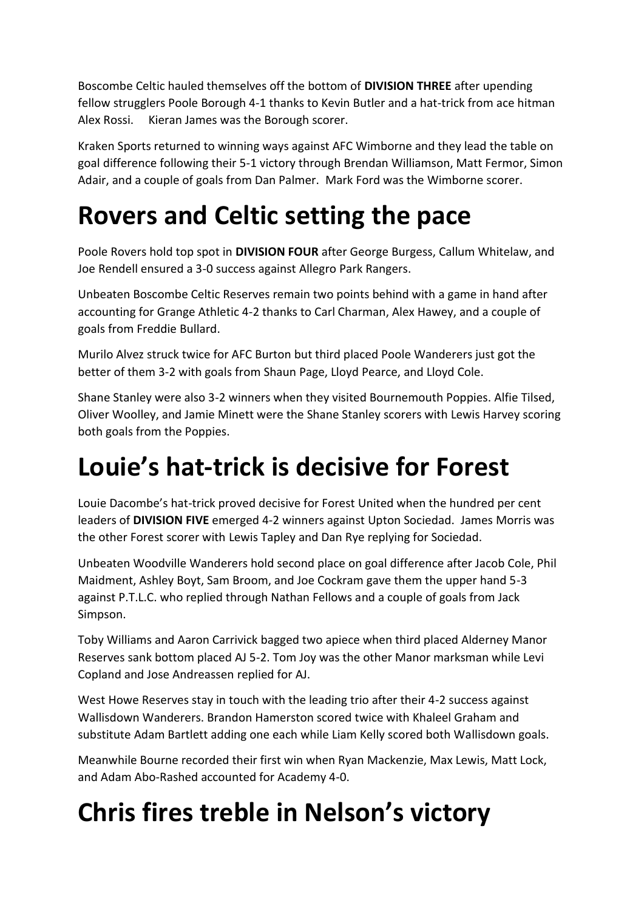Boscombe Celtic hauled themselves off the bottom of **DIVISION THREE** after upending fellow strugglers Poole Borough 4-1 thanks to Kevin Butler and a hat-trick from ace hitman Alex Rossi. Kieran James was the Borough scorer.

Kraken Sports returned to winning ways against AFC Wimborne and they lead the table on goal difference following their 5-1 victory through Brendan Williamson, Matt Fermor, Simon Adair, and a couple of goals from Dan Palmer. Mark Ford was the Wimborne scorer.

# Rovers and Celtic setting the pace

Poole Rovers hold top spot in **DIVISION FOUR** after George Burgess, Callum Whitelaw, and Joe Rendell ensured a 3-0 success against Allegro Park Rangers.

Unbeaten Boscombe Celtic Reserves remain two points behind with a game in hand after accounting for Grange Athletic 4-2 thanks to Carl Charman, Alex Hawey, and a couple of goals from Freddie Bullard.

Murilo Alvez struck twice for AFC Burton but third placed Poole Wanderers just got the better of them 3-2 with goals from Shaun Page, Lloyd Pearce, and Lloyd Cole.

Shane Stanley were also 3-2 winners when they visited Bournemouth Poppies. Alfie Tilsed, Oliver Woolley, and Jamie Minett were the Shane Stanley scorers with Lewis Harvey scoring both goals from the Poppies.

# Louie's hat-trick is decisive for Forest

Louie Dacombe's hat-trick proved decisive for Forest United when the hundred per cent leaders of **DIVISION FIVE** emerged 4-2 winners against Upton Sociedad. James Morris was the other Forest scorer with Lewis Tapley and Dan Rye replying for Sociedad.

Unbeaten Woodville Wanderers hold second place on goal difference after Jacob Cole, Phil Maidment, Ashley Boyt, Sam Broom, and Joe Cockram gave them the upper hand 5-3 against P.T.L.C. who replied through Nathan Fellows and a couple of goals from Jack Simpson.

Toby Williams and Aaron Carrivick bagged two apiece when third placed Alderney Manor Reserves sank bottom placed AJ 5-2. Tom Joy was the other Manor marksman while Levi Copland and Jose Andreassen replied for AJ.

West Howe Reserves stay in touch with the leading trio after their 4-2 success against Wallisdown Wanderers. Brandon Hamerston scored twice with Khaleel Graham and substitute Adam Bartlett adding one each while Liam Kelly scored both Wallisdown goals.

Meanwhile Bourne recorded their first win when Ryan Mackenzie, Max Lewis, Matt Lock, and Adam Abo-Rashed accounted for Academy 4-0.

# Chris fires treble in Nelson's victory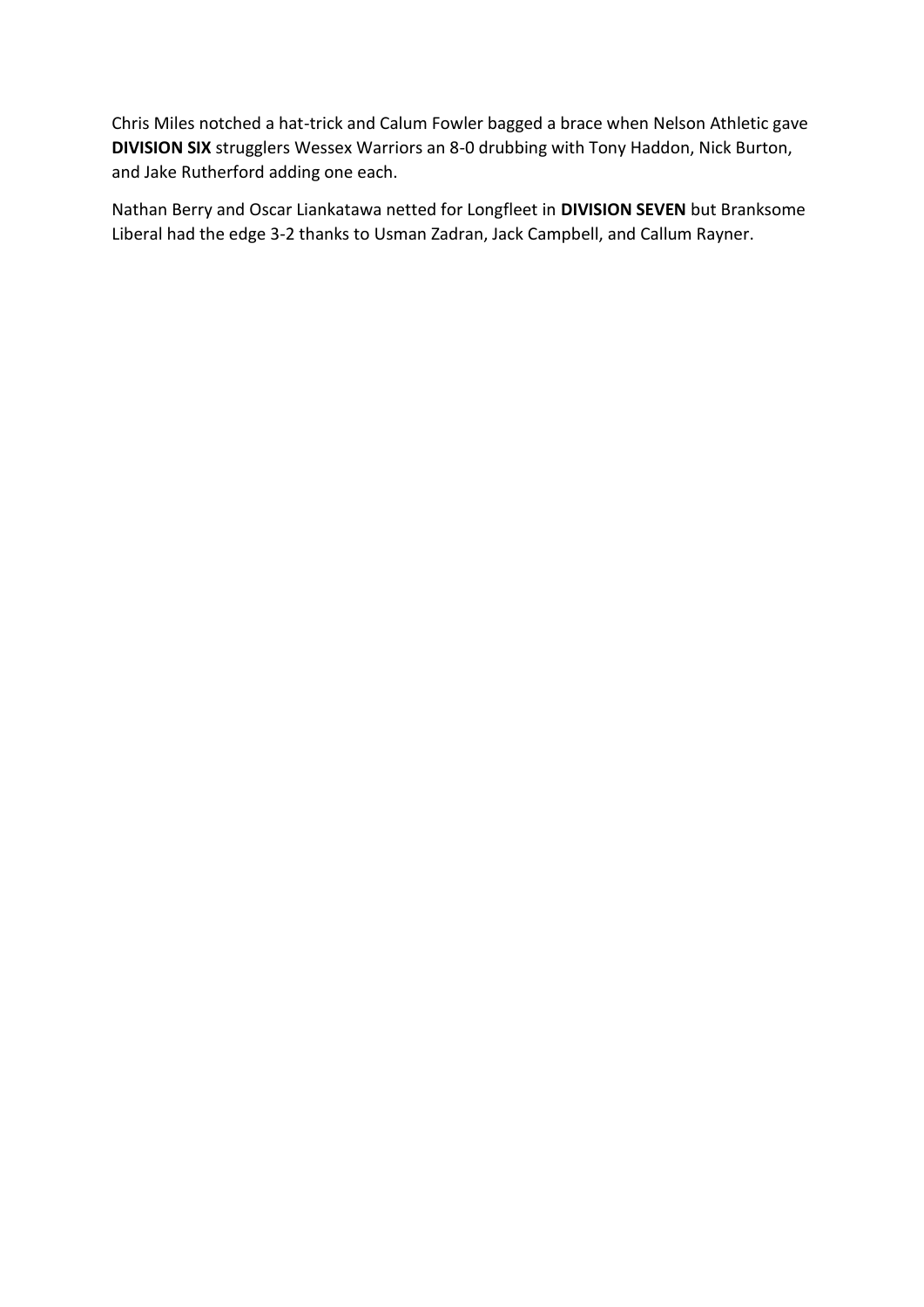Chris Miles notched a hat-trick and Calum Fowler bagged a brace when Nelson Athletic gave **DIVISION SIX** strugglers Wessex Warriors an 8-0 drubbing with Tony Haddon, Nick Burton, and Jake Rutherford adding one each.

Nathan Berry and Oscar Liankatawa netted for Longfleet in **DIVISION SEVEN** but Branksome Liberal had the edge 3-2 thanks to Usman Zadran, Jack Campbell, and Callum Rayner.